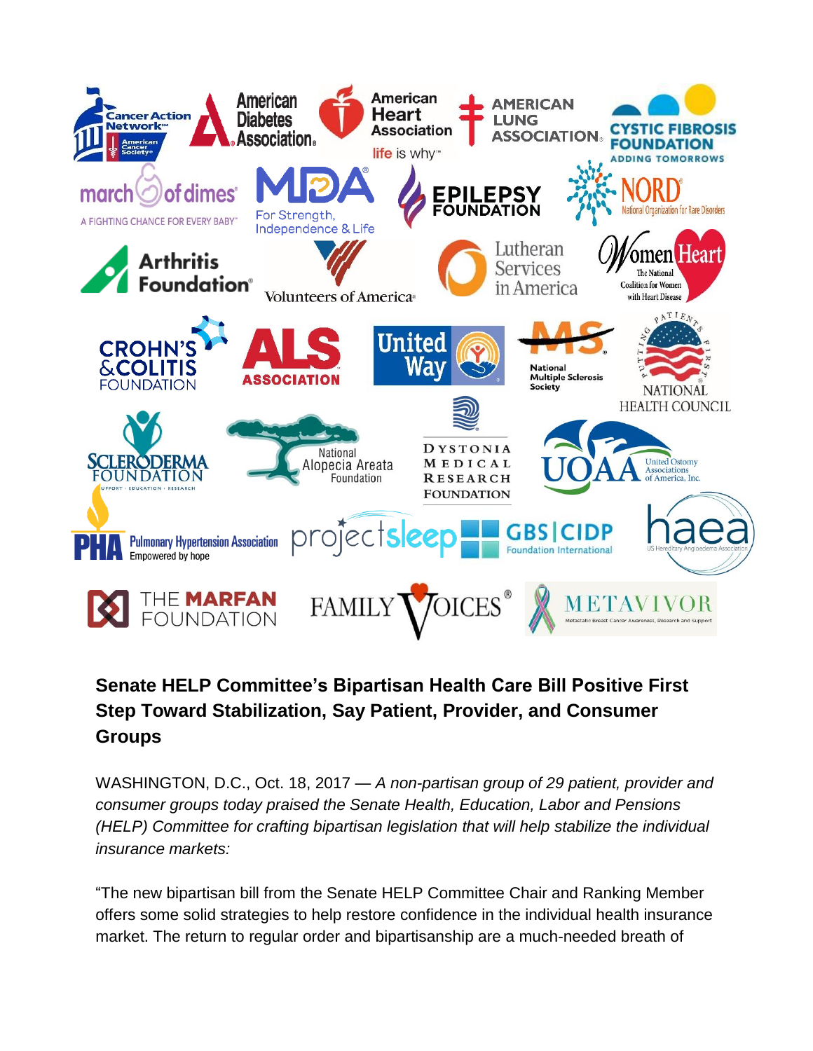## Senate HELP Committee's Bipartisan Health Care Bill Positive First Step Toward Stabilization, Say Patient, Provider, and Consumer Groups

WASHINGTON, D.C., Oct. 18, 2017 — *A non-partisan group of 29 patient, provider and consumer groups today praised the Senate Health, Education, Labor and Pensions (HELP) Committee for crafting bipartisan legislation that will help stabilize the individual insurance markets:*

"The new bipartisan bill from the Senate HELP Committee Chair and Ranking Member offers some solid strategies to help restore confidence in the individual health insurance market. The return to regular order and bipartisanship are a much-needed breath of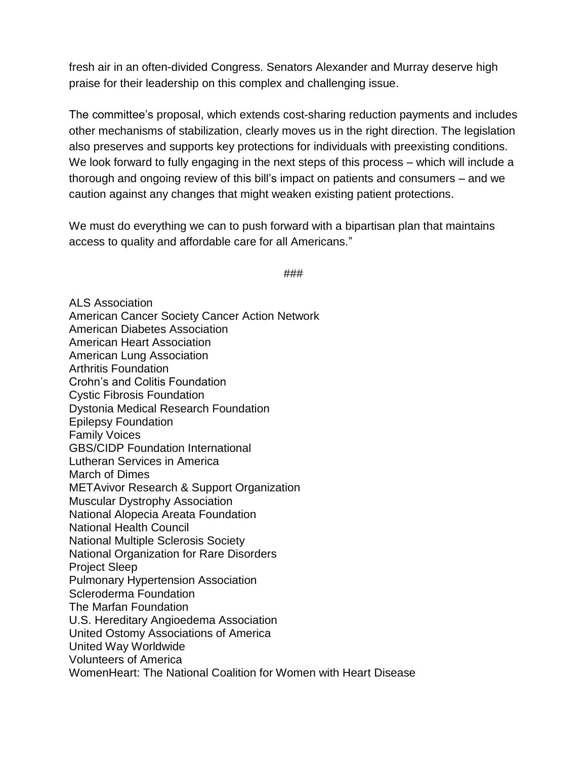fresh air in an often-divided Congress. Senators Alexander and Murray deserve high praise for their leadership on this complex and challenging issue.

The committee's proposal, which extends cost-sharing reduction payments and includes other mechanisms of stabilization, clearly moves us in the right direction. The legislation also preserves and supports key protections for individuals with preexisting conditions. We look forward to fully engaging in the next steps of this process – which will include a thorough and ongoing review of this bill's impact on patients and consumers – and we caution against any changes that might weaken existing patient protections.

We must do everything we can to push forward with a bipartisan plan that maintains access to quality and affordable care for all Americans."

###

ALS Association
American Cancer Society Cancer Action Network
American Diabetes Association
American Heart Association
American Lung Association
Arthritis Foundation
Crohn's and Colitis Foundation
Cystic Fibrosis Foundation
Dystonia Medical Research Foundation
Epilepsy Foundation
Family Voices
GBS/CIDP Foundation International
Lutheran Services in America
March of Dimes
METAvivor Research & Support Organization
Muscular Dystrophy Association
National Alopecia Areata Foundation
National Health Council
National Multiple Sclerosis Society
National Organization for Rare Disorders
Project Sleep
Pulmonary Hypertension Association
Scleroderma Foundation
The Marfan Foundation
U.S. Hereditary Angioedema Association
United Ostomy Associations of America
United Way Worldwide
Volunteers of America
WomenHeart: The National Coalition for Women with Heart Disease